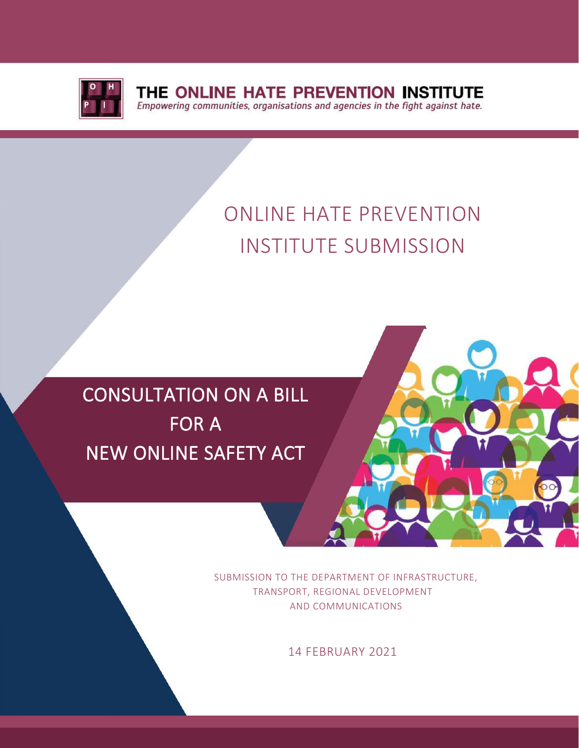THE ONLINE HATE PREVENTION INSTITUTE

*Empowering communities, organisations and agencies in the fight against hate.*

# ONLINE HATE PREVENTION INSTITUTE SUBMISSION

## CONSULTATION ON A BILL FOR A NEW ONLINE SAFETY ACT

SUBMISSION TO THE DEPARTMENT OF INFRASTRUCTURE, TRANSPORT, REGIONAL DEVELOPMENT AND COMMUNICATIONS

14 FEBRUARY 2021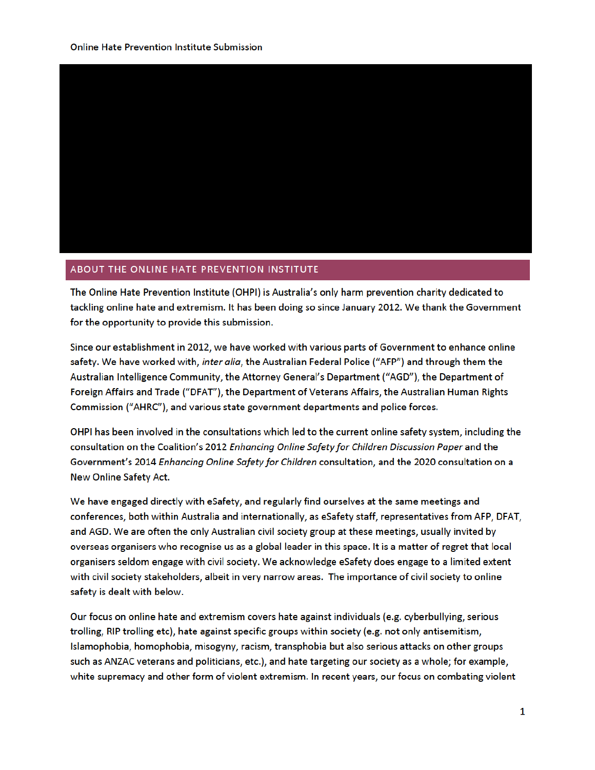## ABOUT THE ONLINE HATE PREVENTION INSTITUTE

The Online Hate Prevention Institute (OHPI) is Australia's only harm prevention charity dedicated to tackling online hate and extremism. It has been doing so since January 2012. We thank the Government for the opportunity to provide this submission.

Since our establishment in 2012, we have worked with various parts of Government to enhance online safety. We have worked with, *inter alia*, the Australian Federal Police ("AFP") and through them the Australian Intelligence Community, the Attorney General's Department ("AGD"), the Department of Foreign Affairs and Trade ("DFAT"), the Department of Veterans Affairs, the Australian Human Rights Commission ("AHRC"), and various state government departments and police forces.

OHPI has been involved in the consultations which led to the current online safety system, including the consultation on the Coalition's 2012 *Enhancing Online Safety for Children Discussion Paper* and the Government's 2014 *Enhancing Online Safety for Children* consultation, and the 2020 consultation on a New Online Safety Act.

We have engaged directly with eSafety, and regularly find ourselves at the same meetings and conferences, both within Australia and internationally, as eSafety staff, representatives from AFP, DFAT, and AGD. We are often the only Australian civil society group at these meetings, usually invited by overseas organisers who recognise us as a global leader in this space. It is a matter of regret that local organisers seldom engage with civil society. We acknowledge eSafety does engage to a limited extent with civil society stakeholders, albeit in very narrow areas. The importance of civil society to online safety is dealt with below.

Our focus on online hate and extremism covers hate against individuals (e.g. cyberbullying, serious trolling, RIP trolling etc), hate against specific groups within society (e.g. not only antisemitism, Islamophobia, homophobia, misogyny, racism, transphobia but also serious attacks on other groups such as ANZAC veterans and politicians, etc.), and hate targeting our society as a whole; for example, white supremacy and other form of violent extremism. In recent years, our focus on combating violent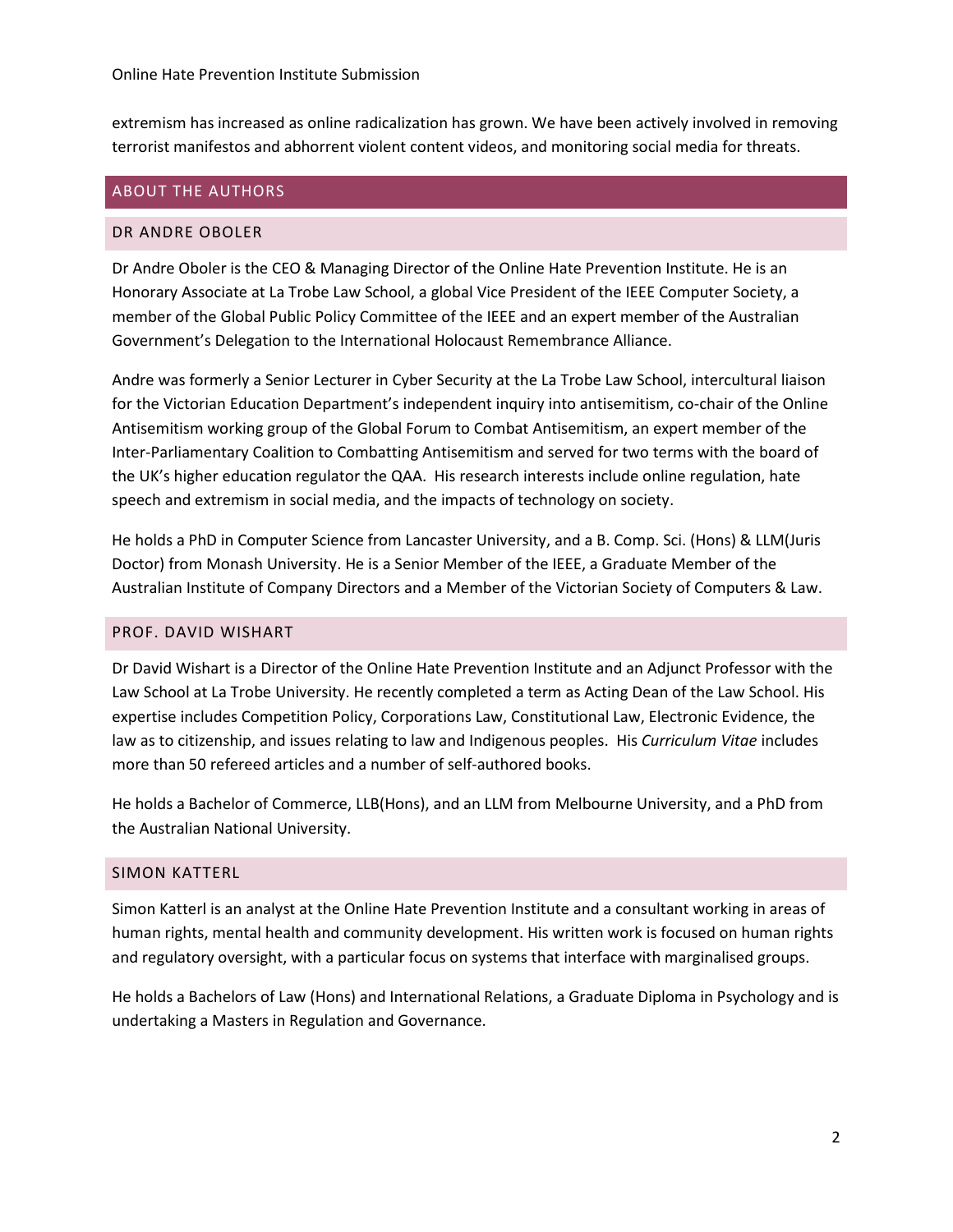extremism has increased as online radicalization has grown. We have been actively involved in removing terrorist manifestos and abhorrent violent content videos, and monitoring social media for threats.

## ABOUT THE AUTHORS

### DR ANDRE OBOLER

Dr Andre Oboler is the CEO & Managing Director of the Online Hate Prevention Institute. He is an Honorary Associate at La Trobe Law School, a global Vice President of the IEEE Computer Society, a member of the Global Public Policy Committee of the IEEE and an expert member of the Australian Government's Delegation to the International Holocaust Remembrance Alliance.

Andre was formerly a Senior Lecturer in Cyber Security at the La Trobe Law School, intercultural liaison for the Victorian Education Department's independent inquiry into antisemitism, co-chair of the Online Antisemitism working group of the Global Forum to Combat Antisemitism, an expert member of the Inter-Parliamentary Coalition to Combatting Antisemitism and served for two terms with the board of the UK's higher education regulator the QAA. His research interests include online regulation, hate speech and extremism in social media, and the impacts of technology on society.

He holds a PhD in Computer Science from Lancaster University, and a B. Comp. Sci. (Hons) & LLM(Juris Doctor) from Monash University. He is a Senior Member of the IEEE, a Graduate Member of the Australian Institute of Company Directors and a Member of the Victorian Society of Computers & Law.

### PROF. DAVID WISHART

Dr David Wishart is a Director of the Online Hate Prevention Institute and an Adjunct Professor with the Law School at La Trobe University. He recently completed a term as Acting Dean of the Law School. His expertise includes Competition Policy, Corporations Law, Constitutional Law, Electronic Evidence, the law as to citizenship, and issues relating to law and Indigenous peoples. His *Curriculum Vitae* includes more than 50 refereed articles and a number of self-authored books.

He holds a Bachelor of Commerce, LLB(Hons), and an LLM from Melbourne University, and a PhD from the Australian National University.

### SIMON KATTERL

Simon Katterl is an analyst at the Online Hate Prevention Institute and a consultant working in areas of human rights, mental health and community development. His written work is focused on human rights and regulatory oversight, with a particular focus on systems that interface with marginalised groups.

He holds a Bachelors of Law (Hons) and International Relations, a Graduate Diploma in Psychology and is undertaking a Masters in Regulation and Governance.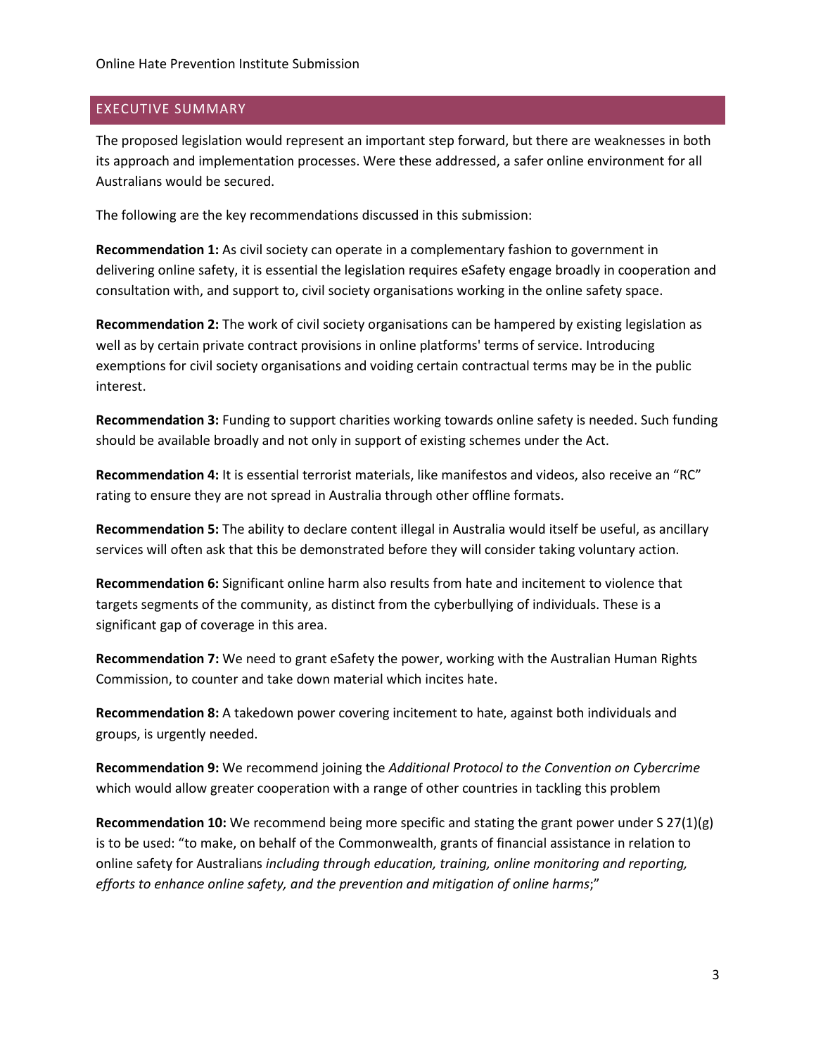## EXECUTIVE SUMMARY

The proposed legislation would represent an important step forward, but there are weaknesses in both its approach and implementation processes. Were these addressed, a safer online environment for all Australians would be secured.

The following are the key recommendations discussed in this submission:

**Recommendation 1:** As civil society can operate in a complementary fashion to government in delivering online safety, it is essential the legislation requires eSafety engage broadly in cooperation and consultation with, and support to, civil society organisations working in the online safety space.

**Recommendation 2:** The work of civil society organisations can be hampered by existing legislation as well as by certain private contract provisions in online platforms' terms of service. Introducing exemptions for civil society organisations and voiding certain contractual terms may be in the public interest.

**Recommendation 3:** Funding to support charities working towards online safety is needed. Such funding should be available broadly and not only in support of existing schemes under the Act.

**Recommendation 4:** It is essential terrorist materials, like manifestos and videos, also receive an "RC" rating to ensure they are not spread in Australia through other offline formats.

**Recommendation 5:** The ability to declare content illegal in Australia would itself be useful, as ancillary services will often ask that this be demonstrated before they will consider taking voluntary action.

**Recommendation 6:** Significant online harm also results from hate and incitement to violence that targets segments of the community, as distinct from the cyberbullying of individuals. These is a significant gap of coverage in this area.

**Recommendation 7:** We need to grant eSafety the power, working with the Australian Human Rights Commission, to counter and take down material which incites hate.

**Recommendation 8:** A takedown power covering incitement to hate, against both individuals and groups, is urgently needed.

**Recommendation 9:** We recommend joining the *Additional Protocol to the Convention on Cybercrime* which would allow greater cooperation with a range of other countries in tackling this problem

**Recommendation 10:** We recommend being more specific and stating the grant power under S 27(1)(g) is to be used: "to make, on behalf of the Commonwealth, grants of financial assistance in relation to online safety for Australians *including through education, training, online monitoring and reporting, efforts to enhance online safety, and the prevention and mitigation of online harms*;"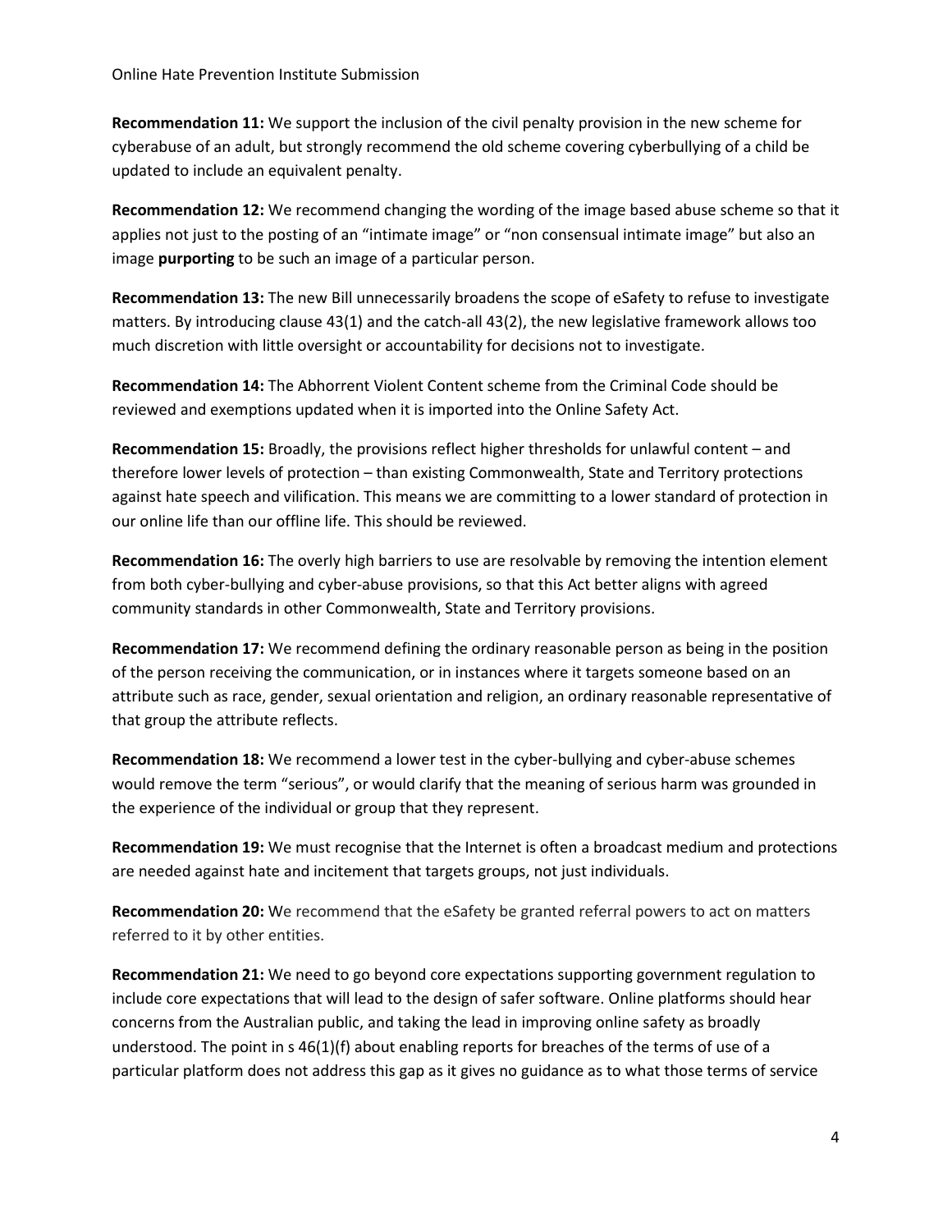**Recommendation 11:** We support the inclusion of the civil penalty provision in the new scheme for cyberabuse of an adult, but strongly recommend the old scheme covering cyberbullying of a child be updated to include an equivalent penalty.

**Recommendation 12:** We recommend changing the wording of the image based abuse scheme so that it applies not just to the posting of an "intimate image" or "non consensual intimate image" but also an image **purporting** to be such an image of a particular person.

**Recommendation 13:** The new Bill unnecessarily broadens the scope of eSafety to refuse to investigate matters. By introducing clause 43(1) and the catch-all 43(2), the new legislative framework allows too much discretion with little oversight or accountability for decisions not to investigate.

**Recommendation 14:** The Abhorrent Violent Content scheme from the Criminal Code should be reviewed and exemptions updated when it is imported into the Online Safety Act.

**Recommendation 15:** Broadly, the provisions reflect higher thresholds for unlawful content – and therefore lower levels of protection – than existing Commonwealth, State and Territory protections against hate speech and vilification. This means we are committing to a lower standard of protection in our online life than our offline life. This should be reviewed.

**Recommendation 16:** The overly high barriers to use are resolvable by removing the intention element from both cyber-bullying and cyber-abuse provisions, so that this Act better aligns with agreed community standards in other Commonwealth, State and Territory provisions.

**Recommendation 17:** We recommend defining the ordinary reasonable person as being in the position of the person receiving the communication, or in instances where it targets someone based on an attribute such as race, gender, sexual orientation and religion, an ordinary reasonable representative of that group the attribute reflects.

**Recommendation 18:** We recommend a lower test in the cyber-bullying and cyber-abuse schemes would remove the term "serious", or would clarify that the meaning of serious harm was grounded in the experience of the individual or group that they represent.

**Recommendation 19:** We must recognise that the Internet is often a broadcast medium and protections are needed against hate and incitement that targets groups, not just individuals.

**Recommendation 20:** We recommend that the eSafety be granted referral powers to act on matters referred to it by other entities.

**Recommendation 21:** We need to go beyond core expectations supporting government regulation to include core expectations that will lead to the design of safer software. Online platforms should hear concerns from the Australian public, and taking the lead in improving online safety as broadly understood. The point in s 46(1)(f) about enabling reports for breaches of the terms of use of a particular platform does not address this gap as it gives no guidance as to what those terms of service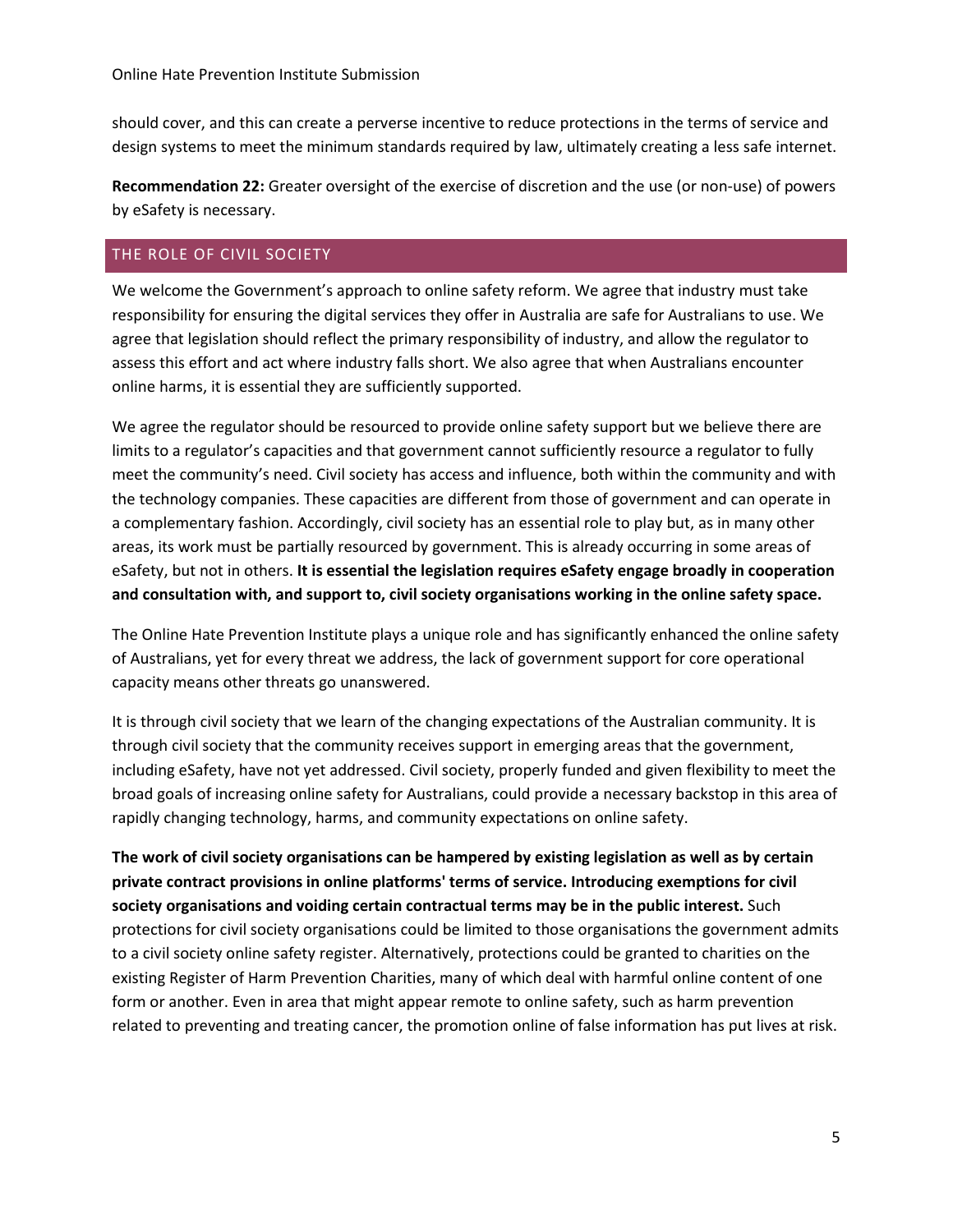should cover, and this can create a perverse incentive to reduce protections in the terms of service and design systems to meet the minimum standards required by law, ultimately creating a less safe internet.

**Recommendation 22:** Greater oversight of the exercise of discretion and the use (or non-use) of powers by eSafety is necessary.

## THE ROLE OF CIVIL SOCIETY

We welcome the Government's approach to online safety reform. We agree that industry must take responsibility for ensuring the digital services they offer in Australia are safe for Australians to use. We agree that legislation should reflect the primary responsibility of industry, and allow the regulator to assess this effort and act where industry falls short. We also agree that when Australians encounter online harms, it is essential they are sufficiently supported.

We agree the regulator should be resourced to provide online safety support but we believe there are limits to a regulator's capacities and that government cannot sufficiently resource a regulator to fully meet the community's need. Civil society has access and influence, both within the community and with the technology companies. These capacities are different from those of government and can operate in a complementary fashion. Accordingly, civil society has an essential role to play but, as in many other areas, its work must be partially resourced by government. This is already occurring in some areas of eSafety, but not in others. **It is essential the legislation requires eSafety engage broadly in cooperation and consultation with, and support to, civil society organisations working in the online safety space.**

The Online Hate Prevention Institute plays a unique role and has significantly enhanced the online safety of Australians, yet for every threat we address, the lack of government support for core operational capacity means other threats go unanswered.

It is through civil society that we learn of the changing expectations of the Australian community. It is through civil society that the community receives support in emerging areas that the government, including eSafety, have not yet addressed. Civil society, properly funded and given flexibility to meet the broad goals of increasing online safety for Australians, could provide a necessary backstop in this area of rapidly changing technology, harms, and community expectations on online safety.

**The work of civil society organisations can be hampered by existing legislation as well as by certain private contract provisions in online platforms' terms of service. Introducing exemptions for civil society organisations and voiding certain contractual terms may be in the public interest.** Such protections for civil society organisations could be limited to those organisations the government admits to a civil society online safety register. Alternatively, protections could be granted to charities on the existing Register of Harm Prevention Charities, many of which deal with harmful online content of one form or another. Even in area that might appear remote to online safety, such as harm prevention related to preventing and treating cancer, the promotion online of false information has put lives at risk.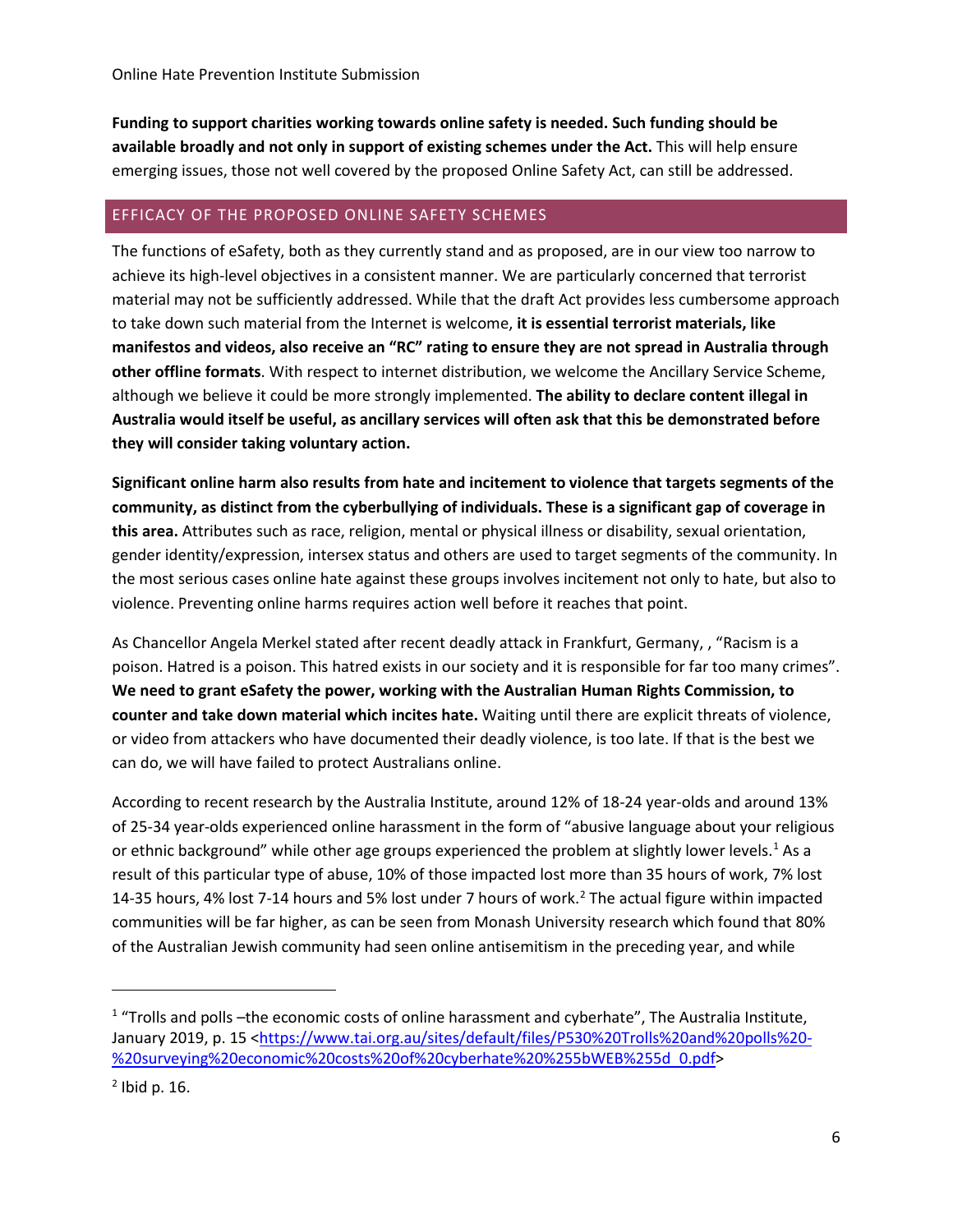**Funding to support charities working towards online safety is needed. Such funding should be available broadly and not only in support of existing schemes under the Act.** This will help ensure emerging issues, those not well covered by the proposed Online Safety Act, can still be addressed.

## EFFICACY OF THE PROPOSED ONLINE SAFETY SCHEMES

The functions of eSafety, both as they currently stand and as proposed, are in our view too narrow to achieve its high-level objectives in a consistent manner. We are particularly concerned that terrorist material may not be sufficiently addressed. While that the draft Act provides less cumbersome approach to take down such material from the Internet is welcome, **it is essential terrorist materials, like manifestos and videos, also receive an "RC" rating to ensure they are not spread in Australia through other offline formats**. With respect to internet distribution, we welcome the Ancillary Service Scheme, although we believe it could be more strongly implemented. **The ability to declare content illegal in Australia would itself be useful, as ancillary services will often ask that this be demonstrated before they will consider taking voluntary action.**

**Significant online harm also results from hate and incitement to violence that targets segments of the community, as distinct from the cyberbullying of individuals. These is a significant gap of coverage in this area.** Attributes such as race, religion, mental or physical illness or disability, sexual orientation, gender identity/expression, intersex status and others are used to target segments of the community. In the most serious cases online hate against these groups involves incitement not only to hate, but also to violence. Preventing online harms requires action well before it reaches that point.

As Chancellor Angela Merkel stated after recent deadly attack in Frankfurt, Germany, , "Racism is a poison. Hatred is a poison. This hatred exists in our society and it is responsible for far too many crimes". **We need to grant eSafety the power, working with the Australian Human Rights Commission, to counter and take down material which incites hate.** Waiting until there are explicit threats of violence, or video from attackers who have documented their deadly violence, is too late. If that is the best we can do, we will have failed to protect Australians online.

According to recent research by the Australia Institute, around 12% of 18-24 year-olds and around 13% of 25-34 year-olds experienced online harassment in the form of "abusive language about your religious or ethnic background" while other age groups experienced the problem at slightly lower levels.[1] As a result of this particular type of abuse, 10% of those impacted lost more than 35 hours of work, 7% lost 14-35 hours, 4% lost 7-14 hours and 5% lost under 7 hours of work.[2] The actual figure within impacted communities will be far higher, as can be seen from Monash University research which found that 80% of the Australian Jewish community had seen online antisemitism in the preceding year, and while

---

[1] "Trolls and polls –the economic costs of online harassment and cyberhate", The Australia Institute, January 2019, p. 15 <https://www.tai.org.au/sites/default/files/P530%20Trolls%20and%20polls%20-%20surveying%20economic%20costs%20of%20cyberhate%20%255bWEB%255d_0.pdf>

[2] Ibid p. 16.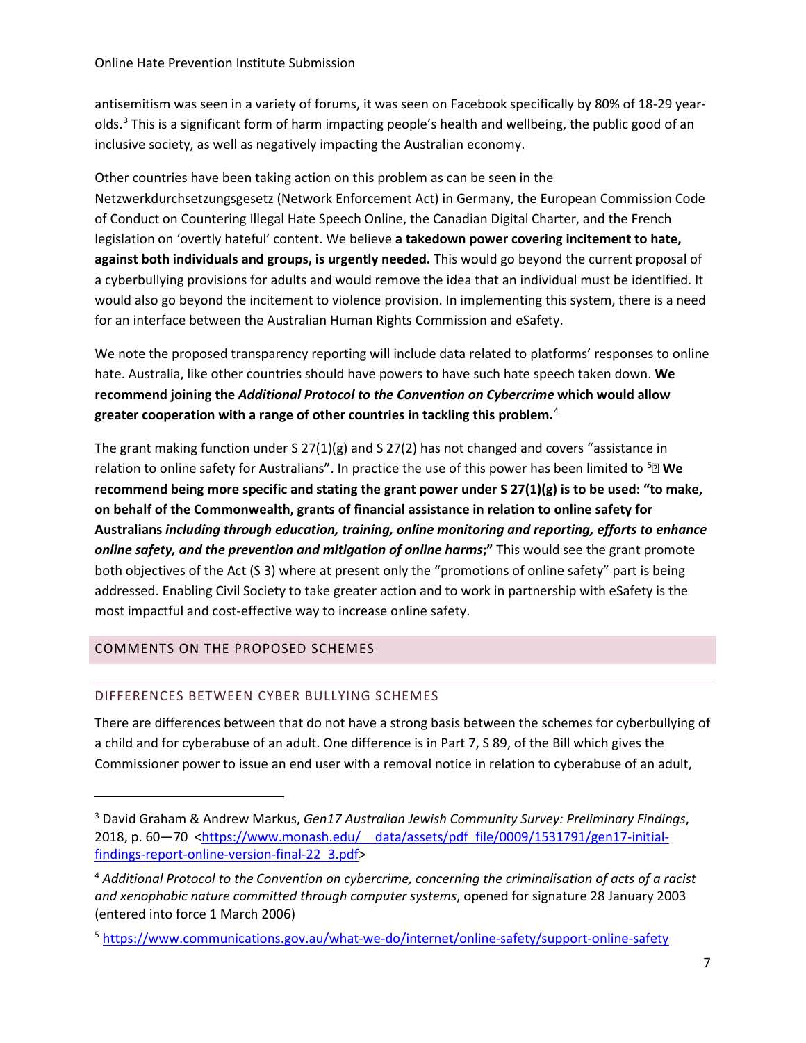antisemitism was seen in a variety of forums, it was seen on Facebook specifically by 80% of 18-29 year-olds.[3] This is a significant form of harm impacting people's health and wellbeing, the public good of an inclusive society, as well as negatively impacting the Australian economy.

Other countries have been taking action on this problem as can be seen in the Netzwerkdurchsetzungsgesetz (Network Enforcement Act) in Germany, the European Commission Code of Conduct on Countering Illegal Hate Speech Online, the Canadian Digital Charter, and the French legislation on 'overtly hateful' content. We believe **a takedown power covering incitement to hate, against both individuals and groups, is urgently needed.** This would go beyond the current proposal of a cyberbullying provisions for adults and would remove the idea that an individual must be identified. It would also go beyond the incitement to violence provision. In implementing this system, there is a need for an interface between the Australian Human Rights Commission and eSafety.

We note the proposed transparency reporting will include data related to platforms' responses to online hate. Australia, like other countries should have powers to have such hate speech taken down. **We recommend joining the *Additional Protocol to the Convention on Cybercrime* which would allow greater cooperation with a range of other countries in tackling this problem.**[4]

The grant making function under S 27(1)(g) and S 27(2) has not changed and covers "assistance in relation to online safety for Australians". In practice the use of this power has been limited to [5] **We recommend being more specific and stating the grant power under S 27(1)(g) is to be used: "to make, on behalf of the Commonwealth, grants of financial assistance in relation to online safety for Australians *including through education, training, online monitoring and reporting, efforts to enhance online safety, and the prevention and mitigation of online harms*;"** This would see the grant promote both objectives of the Act (S 3) where at present only the "promotions of online safety" part is being addressed. Enabling Civil Society to take greater action and to work in partnership with eSafety is the most impactful and cost-effective way to increase online safety.

## COMMENTS ON THE PROPOSED SCHEMES

### DIFFERENCES BETWEEN CYBER BULLYING SCHEMES

There are differences between that do not have a strong basis between the schemes for cyberbullying of a child and for cyberabuse of an adult. One difference is in Part 7, S 89, of the Bill which gives the Commissioner power to issue an end user with a removal notice in relation to cyberabuse of an adult,

---

[3] David Graham & Andrew Markus, *Gen17 Australian Jewish Community Survey: Preliminary Findings*, 2018, p. 60—70 <https://www.monash.edu/__data/assets/pdf_file/0009/1531791/gen17-initial-findings-report-online-version-final-22_3.pdf>

[4] *Additional Protocol to the Convention on cybercrime, concerning the criminalisation of acts of a racist and xenophobic nature committed through computer systems*, opened for signature 28 January 2003 (entered into force 1 March 2006)

[5] https://www.communications.gov.au/what-we-do/internet/online-safety/support-online-safety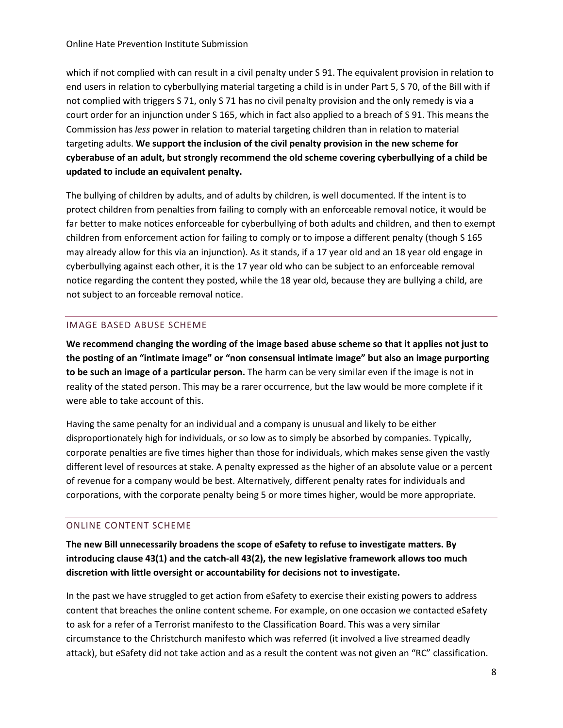which if not complied with can result in a civil penalty under S 91. The equivalent provision in relation to end users in relation to cyberbullying material targeting a child is in under Part 5, S 70, of the Bill with if not complied with triggers S 71, only S 71 has no civil penalty provision and the only remedy is via a court order for an injunction under S 165, which in fact also applied to a breach of S 91. This means the Commission has *less* power in relation to material targeting children than in relation to material targeting adults. **We support the inclusion of the civil penalty provision in the new scheme for cyberabuse of an adult, but strongly recommend the old scheme covering cyberbullying of a child be updated to include an equivalent penalty.**

The bullying of children by adults, and of adults by children, is well documented. If the intent is to protect children from penalties from failing to comply with an enforceable removal notice, it would be far better to make notices enforceable for cyberbullying of both adults and children, and then to exempt children from enforcement action for failing to comply or to impose a different penalty (though S 165 may already allow for this via an injunction). As it stands, if a 17 year old and an 18 year old engage in cyberbullying against each other, it is the 17 year old who can be subject to an enforceable removal notice regarding the content they posted, while the 18 year old, because they are bullying a child, are not subject to an forceable removal notice.

## IMAGE BASED ABUSE SCHEME

**We recommend changing the wording of the image based abuse scheme so that it applies not just to the posting of an "intimate image" or "non consensual intimate image" but also an image purporting to be such an image of a particular person.** The harm can be very similar even if the image is not in reality of the stated person. This may be a rarer occurrence, but the law would be more complete if it were able to take account of this.

Having the same penalty for an individual and a company is unusual and likely to be either disproportionately high for individuals, or so low as to simply be absorbed by companies. Typically, corporate penalties are five times higher than those for individuals, which makes sense given the vastly different level of resources at stake. A penalty expressed as the higher of an absolute value or a percent of revenue for a company would be best. Alternatively, different penalty rates for individuals and corporations, with the corporate penalty being 5 or more times higher, would be more appropriate.

## ONLINE CONTENT SCHEME

**The new Bill unnecessarily broadens the scope of eSafety to refuse to investigate matters. By introducing clause 43(1) and the catch-all 43(2), the new legislative framework allows too much discretion with little oversight or accountability for decisions not to investigate.**

In the past we have struggled to get action from eSafety to exercise their existing powers to address content that breaches the online content scheme. For example, on one occasion we contacted eSafety to ask for a refer of a Terrorist manifesto to the Classification Board. This was a very similar circumstance to the Christchurch manifesto which was referred (it involved a live streamed deadly attack), but eSafety did not take action and as a result the content was not given an "RC" classification.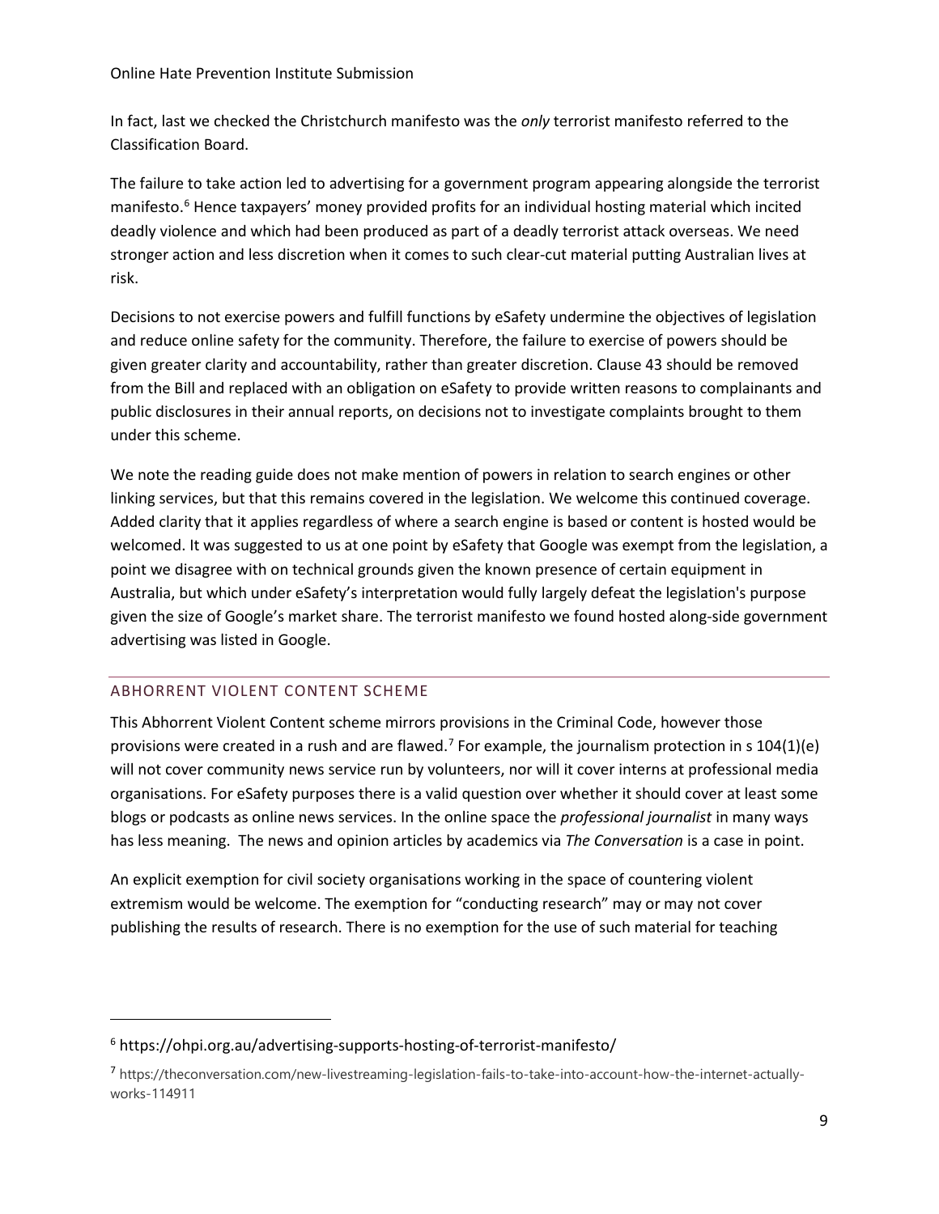In fact, last we checked the Christchurch manifesto was the *only* terrorist manifesto referred to the Classification Board.

The failure to take action led to advertising for a government program appearing alongside the terrorist manifesto.[6] Hence taxpayers' money provided profits for an individual hosting material which incited deadly violence and which had been produced as part of a deadly terrorist attack overseas. We need stronger action and less discretion when it comes to such clear-cut material putting Australian lives at risk.

Decisions to not exercise powers and fulfill functions by eSafety undermine the objectives of legislation and reduce online safety for the community. Therefore, the failure to exercise of powers should be given greater clarity and accountability, rather than greater discretion. Clause 43 should be removed from the Bill and replaced with an obligation on eSafety to provide written reasons to complainants and public disclosures in their annual reports, on decisions not to investigate complaints brought to them under this scheme.

We note the reading guide does not make mention of powers in relation to search engines or other linking services, but that this remains covered in the legislation. We welcome this continued coverage. Added clarity that it applies regardless of where a search engine is based or content is hosted would be welcomed. It was suggested to us at one point by eSafety that Google was exempt from the legislation, a point we disagree with on technical grounds given the known presence of certain equipment in Australia, but which under eSafety's interpretation would fully largely defeat the legislation's purpose given the size of Google's market share. The terrorist manifesto we found hosted along-side government advertising was listed in Google.

## ABHORRENT VIOLENT CONTENT SCHEME

This Abhorrent Violent Content scheme mirrors provisions in the Criminal Code, however those provisions were created in a rush and are flawed.[7] For example, the journalism protection in s 104(1)(e) will not cover community news service run by volunteers, nor will it cover interns at professional media organisations. For eSafety purposes there is a valid question over whether it should cover at least some blogs or podcasts as online news services. In the online space the *professional journalist* in many ways has less meaning. The news and opinion articles by academics via *The Conversation* is a case in point.

An explicit exemption for civil society organisations working in the space of countering violent extremism would be welcome. The exemption for "conducting research" may or may not cover publishing the results of research. There is no exemption for the use of such material for teaching

---

[6] https://ohpi.org.au/advertising-supports-hosting-of-terrorist-manifesto/

[7] https://theconversation.com/new-livestreaming-legislation-fails-to-take-into-account-how-the-internet-actually-works-114911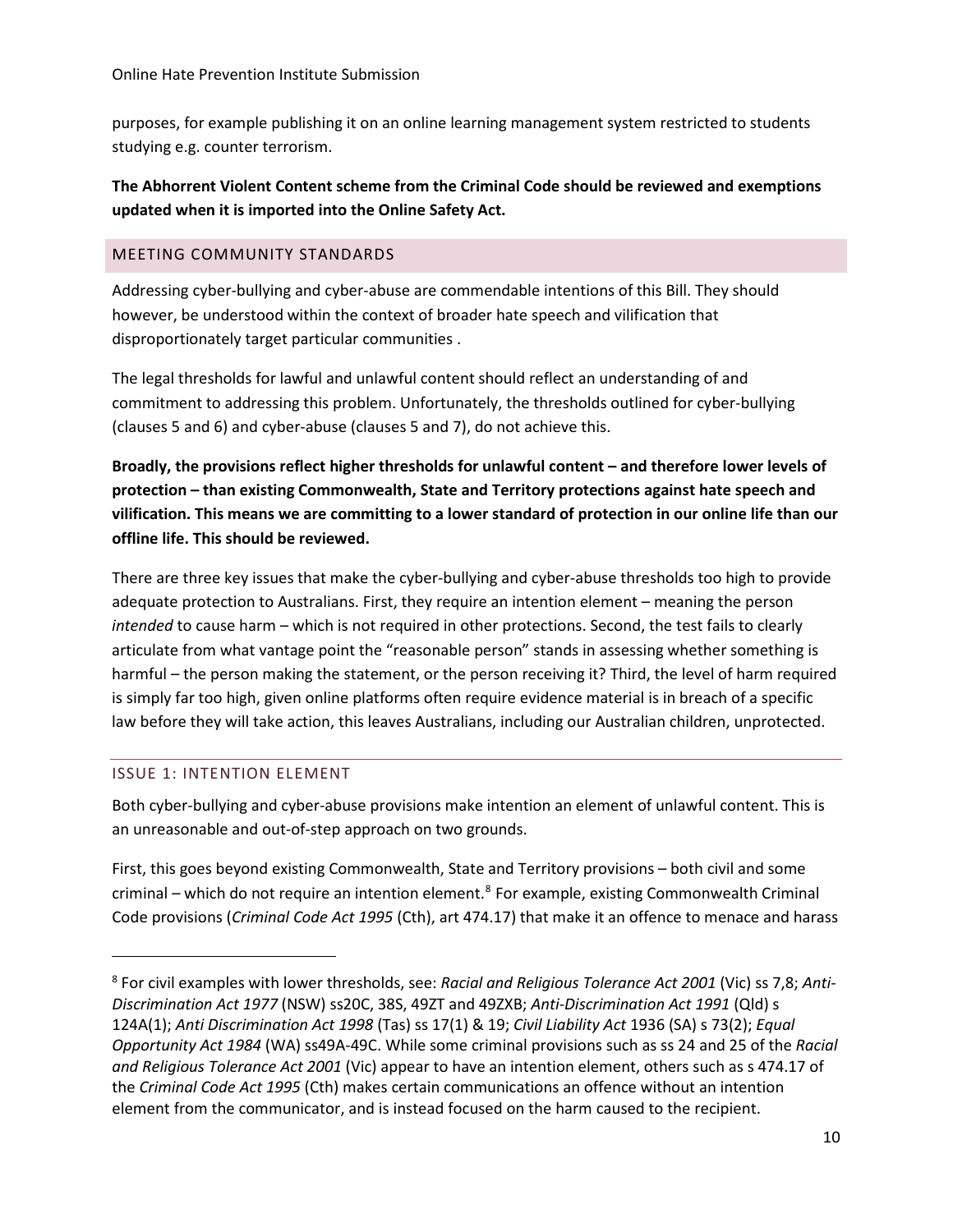purposes, for example publishing it on an online learning management system restricted to students studying e.g. counter terrorism.

**The Abhorrent Violent Content scheme from the Criminal Code should be reviewed and exemptions updated when it is imported into the Online Safety Act.**

## MEETING COMMUNITY STANDARDS

Addressing cyber-bullying and cyber-abuse are commendable intentions of this Bill. They should however, be understood within the context of broader hate speech and vilification that disproportionately target particular communities .

The legal thresholds for lawful and unlawful content should reflect an understanding of and commitment to addressing this problem. Unfortunately, the thresholds outlined for cyber-bullying (clauses 5 and 6) and cyber-abuse (clauses 5 and 7), do not achieve this.

**Broadly, the provisions reflect higher thresholds for unlawful content – and therefore lower levels of protection – than existing Commonwealth, State and Territory protections against hate speech and vilification. This means we are committing to a lower standard of protection in our online life than our offline life. This should be reviewed.**

There are three key issues that make the cyber-bullying and cyber-abuse thresholds too high to provide adequate protection to Australians. First, they require an intention element – meaning the person *intended* to cause harm – which is not required in other protections. Second, the test fails to clearly articulate from what vantage point the "reasonable person" stands in assessing whether something is harmful – the person making the statement, or the person receiving it? Third, the level of harm required is simply far too high, given online platforms often require evidence material is in breach of a specific law before they will take action, this leaves Australians, including our Australian children, unprotected.

### ISSUE 1: INTENTION ELEMENT

Both cyber-bullying and cyber-abuse provisions make intention an element of unlawful content. This is an unreasonable and out-of-step approach on two grounds.

First, this goes beyond existing Commonwealth, State and Territory provisions – both civil and some criminal – which do not require an intention element.[8] For example, existing Commonwealth Criminal Code provisions (*Criminal Code Act 1995* (Cth), art 474.17) that make it an offence to menace and harass

---

[8] For civil examples with lower thresholds, see: *Racial and Religious Tolerance Act 2001* (Vic) ss 7,8; *Anti-Discrimination Act 1977* (NSW) ss20C, 38S, 49ZT and 49ZXB; *Anti-Discrimination Act 1991* (Qld) s 124A(1); *Anti Discrimination Act 1998* (Tas) ss 17(1) & 19; *Civil Liability Act* 1936 (SA) s 73(2); *Equal Opportunity Act 1984* (WA) ss49A-49C. While some criminal provisions such as ss 24 and 25 of the *Racial and Religious Tolerance Act 2001* (Vic) appear to have an intention element, others such as s 474.17 of the *Criminal Code Act 1995* (Cth) makes certain communications an offence without an intention element from the communicator, and is instead focused on the harm caused to the recipient.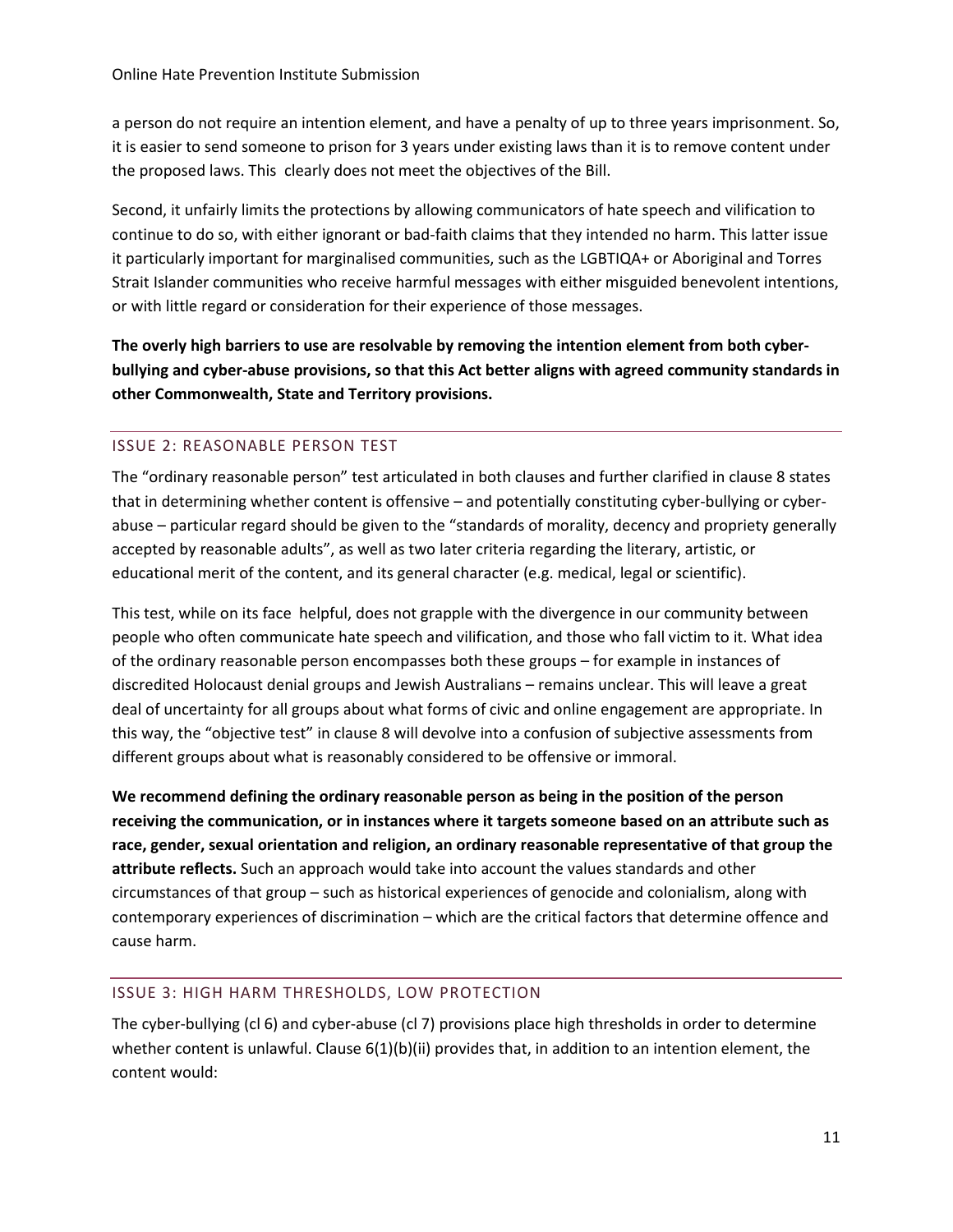a person do not require an intention element, and have a penalty of up to three years imprisonment. So, it is easier to send someone to prison for 3 years under existing laws than it is to remove content under the proposed laws. This clearly does not meet the objectives of the Bill.

Second, it unfairly limits the protections by allowing communicators of hate speech and vilification to continue to do so, with either ignorant or bad-faith claims that they intended no harm. This latter issue it particularly important for marginalised communities, such as the LGBTIQA+ or Aboriginal and Torres Strait Islander communities who receive harmful messages with either misguided benevolent intentions, or with little regard or consideration for their experience of those messages.

**The overly high barriers to use are resolvable by removing the intention element from both cyber-bullying and cyber-abuse provisions, so that this Act better aligns with agreed community standards in other Commonwealth, State and Territory provisions.**

## ISSUE 2: REASONABLE PERSON TEST

The "ordinary reasonable person" test articulated in both clauses and further clarified in clause 8 states that in determining whether content is offensive – and potentially constituting cyber-bullying or cyber-abuse – particular regard should be given to the "standards of morality, decency and propriety generally accepted by reasonable adults", as well as two later criteria regarding the literary, artistic, or educational merit of the content, and its general character (e.g. medical, legal or scientific).

This test, while on its face helpful, does not grapple with the divergence in our community between people who often communicate hate speech and vilification, and those who fall victim to it. What idea of the ordinary reasonable person encompasses both these groups – for example in instances of discredited Holocaust denial groups and Jewish Australians – remains unclear. This will leave a great deal of uncertainty for all groups about what forms of civic and online engagement are appropriate. In this way, the "objective test" in clause 8 will devolve into a confusion of subjective assessments from different groups about what is reasonably considered to be offensive or immoral.

**We recommend defining the ordinary reasonable person as being in the position of the person receiving the communication, or in instances where it targets someone based on an attribute such as race, gender, sexual orientation and religion, an ordinary reasonable representative of that group the attribute reflects.** Such an approach would take into account the values standards and other circumstances of that group – such as historical experiences of genocide and colonialism, along with contemporary experiences of discrimination – which are the critical factors that determine offence and cause harm.

## ISSUE 3: HIGH HARM THRESHOLDS, LOW PROTECTION

The cyber-bullying (cl 6) and cyber-abuse (cl 7) provisions place high thresholds in order to determine whether content is unlawful. Clause 6(1)(b)(ii) provides that, in addition to an intention element, the content would: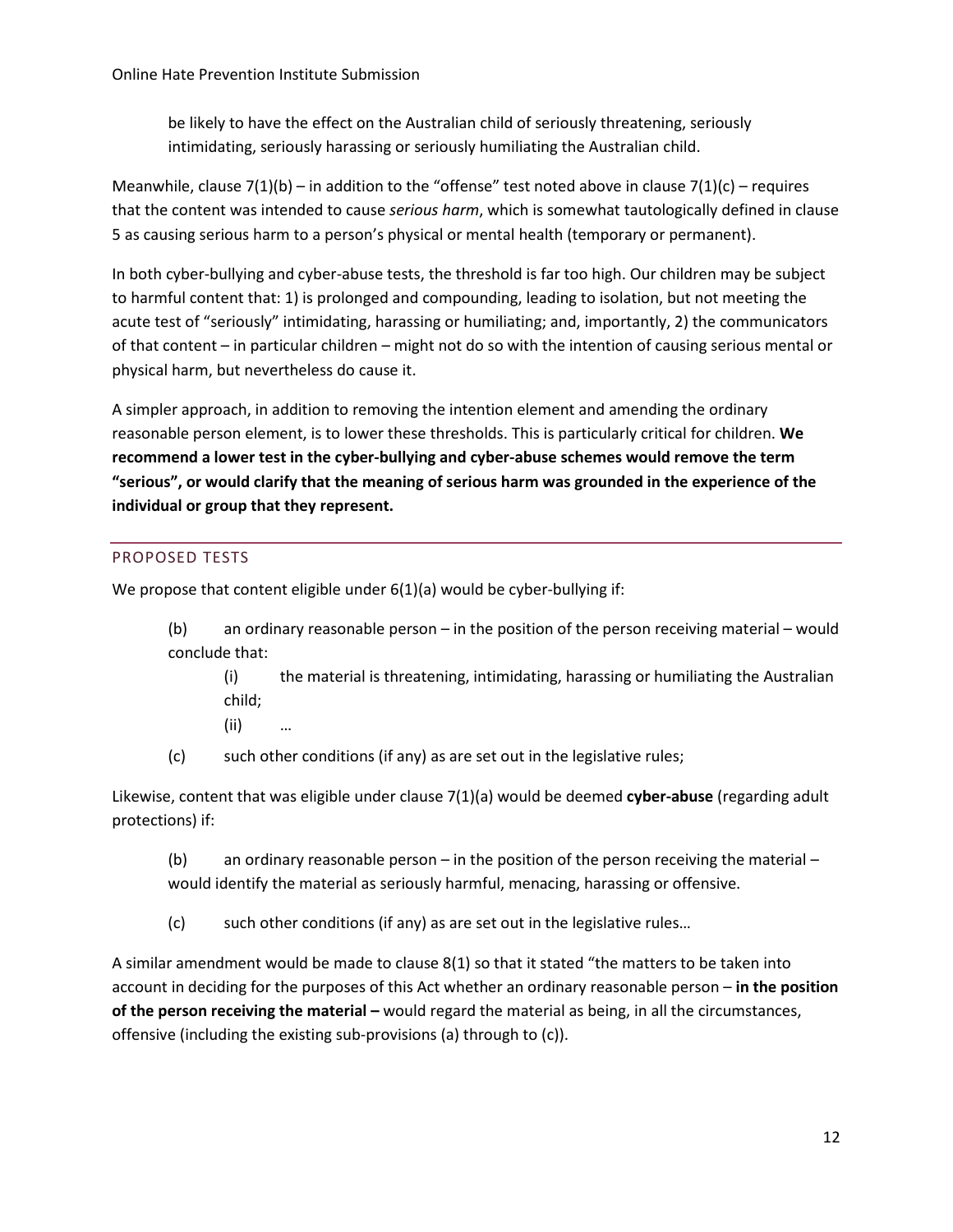be likely to have the effect on the Australian child of seriously threatening, seriously intimidating, seriously harassing or seriously humiliating the Australian child.

Meanwhile, clause 7(1)(b) – in addition to the "offense" test noted above in clause 7(1)(c) – requires that the content was intended to cause *serious harm*, which is somewhat tautologically defined in clause 5 as causing serious harm to a person's physical or mental health (temporary or permanent).

In both cyber-bullying and cyber-abuse tests, the threshold is far too high. Our children may be subject to harmful content that: 1) is prolonged and compounding, leading to isolation, but not meeting the acute test of "seriously" intimidating, harassing or humiliating; and, importantly, 2) the communicators of that content – in particular children – might not do so with the intention of causing serious mental or physical harm, but nevertheless do cause it.

A simpler approach, in addition to removing the intention element and amending the ordinary reasonable person element, is to lower these thresholds. This is particularly critical for children. **We recommend a lower test in the cyber-bullying and cyber-abuse schemes would remove the term "serious", or would clarify that the meaning of serious harm was grounded in the experience of the individual or group that they represent.**

## PROPOSED TESTS

We propose that content eligible under 6(1)(a) would be cyber-bullying if:

> (b) an ordinary reasonable person – in the position of the person receiving material – would conclude that:
>
> > (i) the material is threatening, intimidating, harassing or humiliating the Australian child;
> >
> > (ii) …
>
> (c) such other conditions (if any) as are set out in the legislative rules;

Likewise, content that was eligible under clause 7(1)(a) would be deemed **cyber-abuse** (regarding adult protections) if:

> (b) an ordinary reasonable person – in the position of the person receiving the material – would identify the material as seriously harmful, menacing, harassing or offensive.
>
> (c) such other conditions (if any) as are set out in the legislative rules…

A similar amendment would be made to clause 8(1) so that it stated "the matters to be taken into account in deciding for the purposes of this Act whether an ordinary reasonable person – **in the position of the person receiving the material –** would regard the material as being, in all the circumstances, offensive (including the existing sub-provisions (a) through to (c)).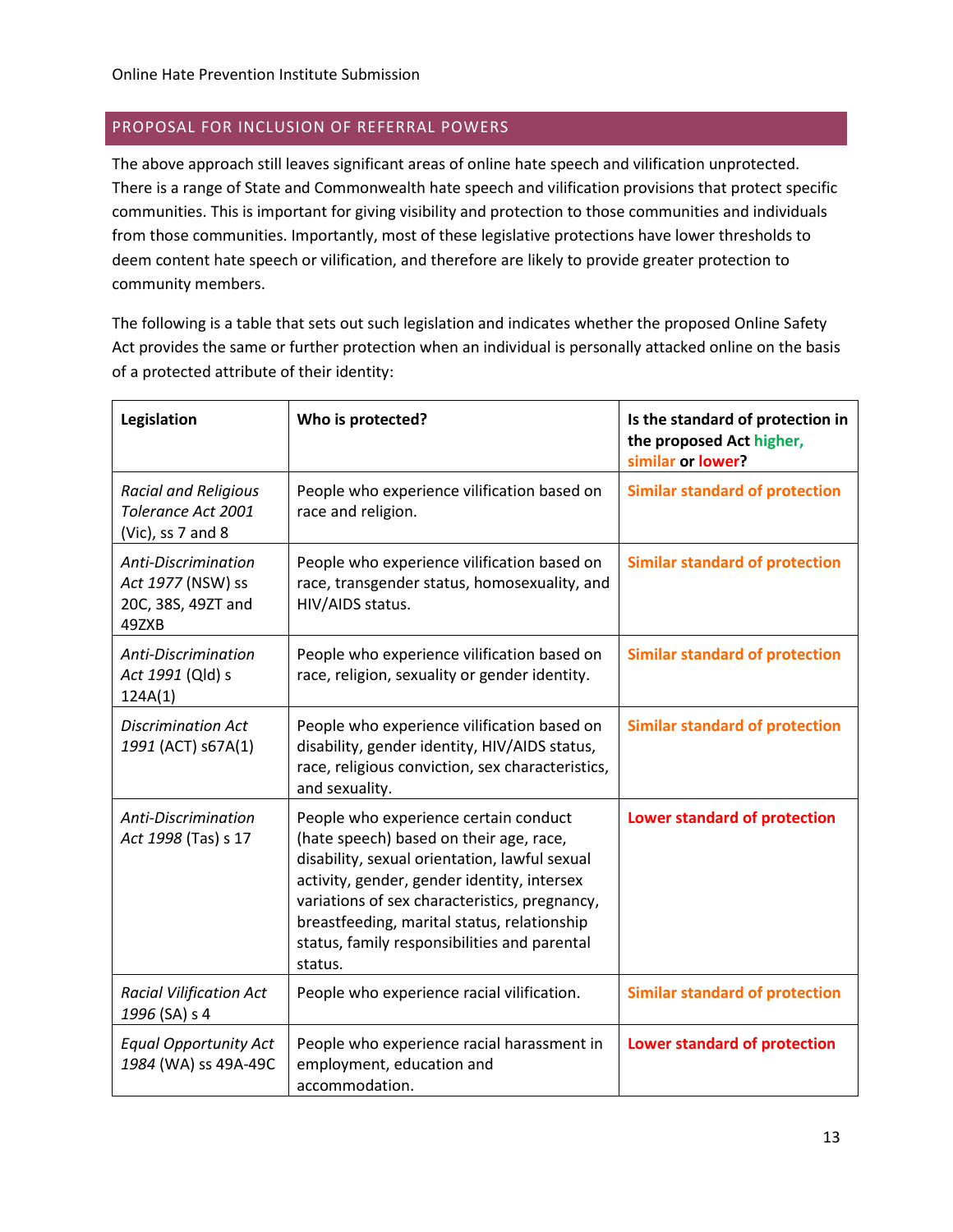## PROPOSAL FOR INCLUSION OF REFERRAL POWERS

The above approach still leaves significant areas of online hate speech and vilification unprotected. There is a range of State and Commonwealth hate speech and vilification provisions that protect specific communities. This is important for giving visibility and protection to those communities and individuals from those communities. Importantly, most of these legislative protections have lower thresholds to deem content hate speech or vilification, and therefore are likely to provide greater protection to community members.

The following is a table that sets out such legislation and indicates whether the proposed Online Safety Act provides the same or further protection when an individual is personally attacked online on the basis of a protected attribute of their identity:

| **Legislation** | **Who is protected?** | **Is the standard of protection in the proposed Act higher, similar or lower?** |
|---|---|---|
| *Racial and Religious Tolerance Act 2001* (Vic), ss 7 and 8 | People who experience vilification based on race and religion. | **Similar standard of protection** |
| *Anti-Discrimination Act 1977* (NSW) ss 20C, 38S, 49ZT and 49ZXB | People who experience vilification based on race, transgender status, homosexuality, and HIV/AIDS status. | **Similar standard of protection** |
| *Anti-Discrimination Act 1991* (Qld) s 124A(1) | People who experience vilification based on race, religion, sexuality or gender identity. | **Similar standard of protection** |
| *Discrimination Act 1991* (ACT) s67A(1) | People who experience vilification based on disability, gender identity, HIV/AIDS status, race, religious conviction, sex characteristics, and sexuality. | **Similar standard of protection** |
| *Anti-Discrimination Act 1998* (Tas) s 17 | People who experience certain conduct (hate speech) based on their age, race, disability, sexual orientation, lawful sexual activity, gender, gender identity, intersex variations of sex characteristics, pregnancy, breastfeeding, marital status, relationship status, family responsibilities and parental status. | **Lower standard of protection** |
| *Racial Vilification Act 1996* (SA) s 4 | People who experience racial vilification. | **Similar standard of protection** |
| *Equal Opportunity Act 1984* (WA) ss 49A-49C | People who experience racial harassment in employment, education and accommodation. | **Lower standard of protection** |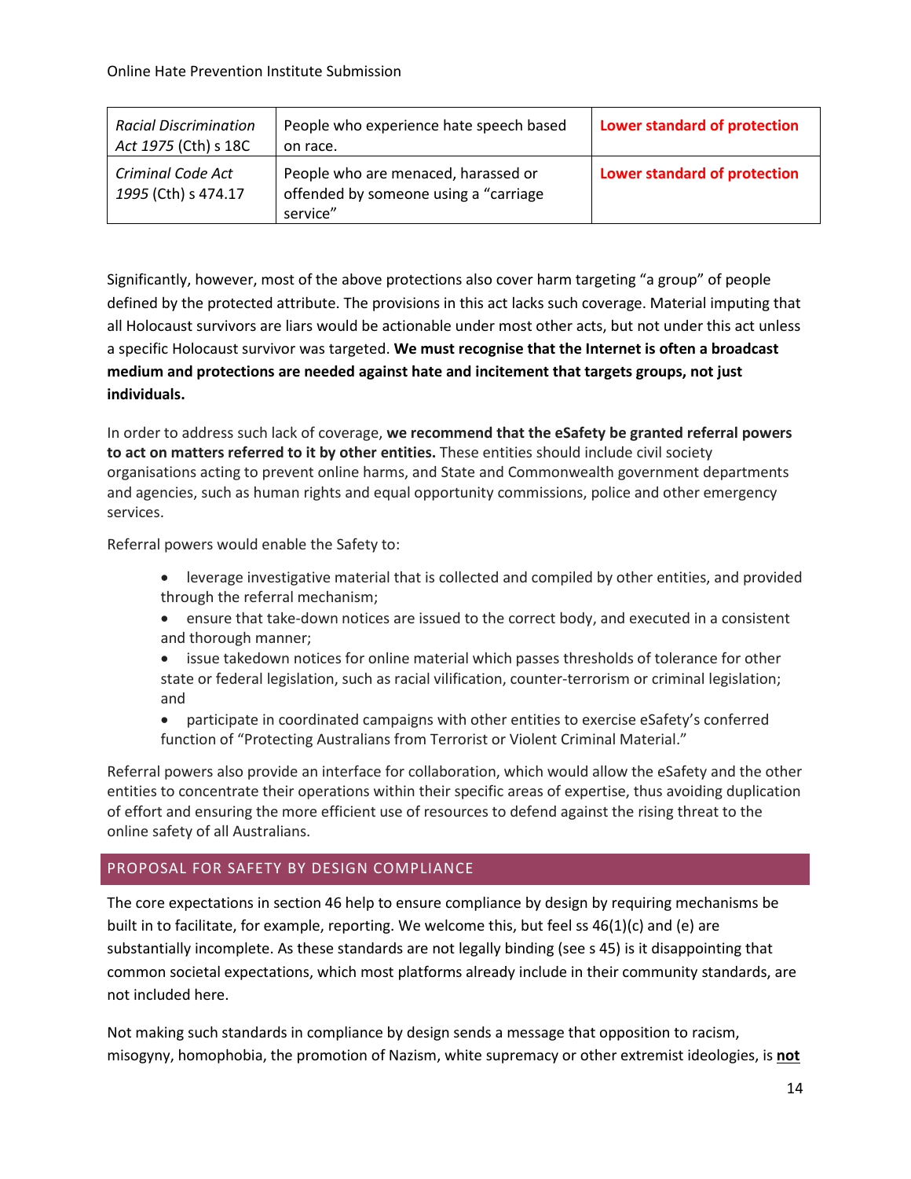| *Racial Discrimination Act 1975* (Cth) s 18C | People who experience hate speech based on race. | **Lower standard of protection** |
|---|---|---|
| *Criminal Code Act 1995* (Cth) s 474.17 | People who are menaced, harassed or offended by someone using a "carriage service" | **Lower standard of protection** |

Significantly, however, most of the above protections also cover harm targeting "a group" of people defined by the protected attribute. The provisions in this act lacks such coverage. Material imputing that all Holocaust survivors are liars would be actionable under most other acts, but not under this act unless a specific Holocaust survivor was targeted. **We must recognise that the Internet is often a broadcast medium and protections are needed against hate and incitement that targets groups, not just individuals.**

In order to address such lack of coverage, **we recommend that the eSafety be granted referral powers to act on matters referred to it by other entities.** These entities should include civil society organisations acting to prevent online harms, and State and Commonwealth government departments and agencies, such as human rights and equal opportunity commissions, police and other emergency services.

Referral powers would enable the Safety to:

- leverage investigative material that is collected and compiled by other entities, and provided through the referral mechanism;
- ensure that take-down notices are issued to the correct body, and executed in a consistent and thorough manner;
- issue takedown notices for online material which passes thresholds of tolerance for other state or federal legislation, such as racial vilification, counter-terrorism or criminal legislation; and
- participate in coordinated campaigns with other entities to exercise eSafety's conferred function of "Protecting Australians from Terrorist or Violent Criminal Material."

Referral powers also provide an interface for collaboration, which would allow the eSafety and the other entities to concentrate their operations within their specific areas of expertise, thus avoiding duplication of effort and ensuring the more efficient use of resources to defend against the rising threat to the online safety of all Australians.

## PROPOSAL FOR SAFETY BY DESIGN COMPLIANCE

The core expectations in section 46 help to ensure compliance by design by requiring mechanisms be built in to facilitate, for example, reporting. We welcome this, but feel ss 46(1)(c) and (e) are substantially incomplete. As these standards are not legally binding (see s 45) is it disappointing that common societal expectations, which most platforms already include in their community standards, are not included here.

Not making such standards in compliance by design sends a message that opposition to racism, misogyny, homophobia, the promotion of Nazism, white supremacy or other extremist ideologies, is **not**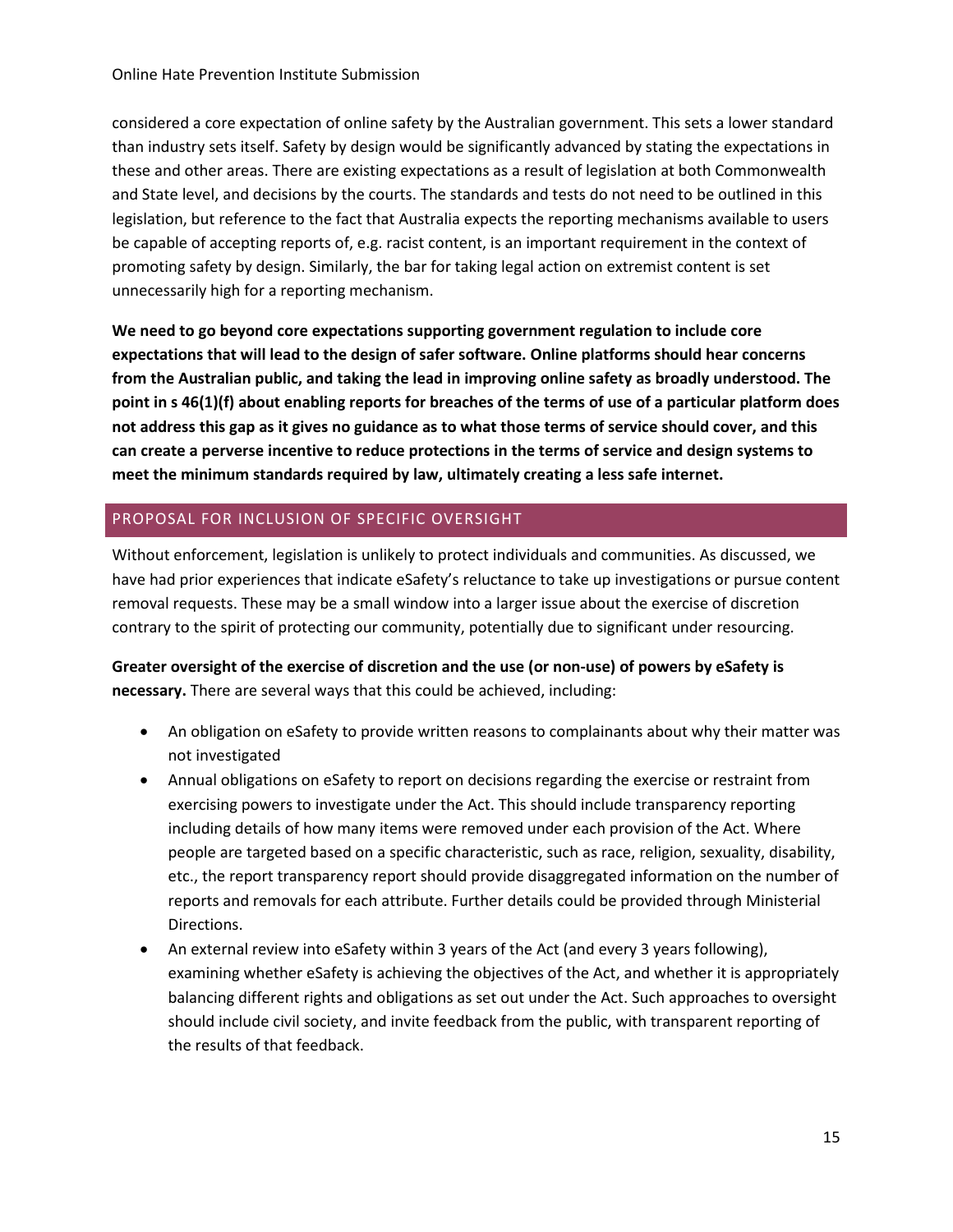considered a core expectation of online safety by the Australian government. This sets a lower standard than industry sets itself. Safety by design would be significantly advanced by stating the expectations in these and other areas. There are existing expectations as a result of legislation at both Commonwealth and State level, and decisions by the courts. The standards and tests do not need to be outlined in this legislation, but reference to the fact that Australia expects the reporting mechanisms available to users be capable of accepting reports of, e.g. racist content, is an important requirement in the context of promoting safety by design. Similarly, the bar for taking legal action on extremist content is set unnecessarily high for a reporting mechanism.

**We need to go beyond core expectations supporting government regulation to include core expectations that will lead to the design of safer software. Online platforms should hear concerns from the Australian public, and taking the lead in improving online safety as broadly understood. The point in s 46(1)(f) about enabling reports for breaches of the terms of use of a particular platform does not address this gap as it gives no guidance as to what those terms of service should cover, and this can create a perverse incentive to reduce protections in the terms of service and design systems to meet the minimum standards required by law, ultimately creating a less safe internet.**

## PROPOSAL FOR INCLUSION OF SPECIFIC OVERSIGHT

Without enforcement, legislation is unlikely to protect individuals and communities. As discussed, we have had prior experiences that indicate eSafety's reluctance to take up investigations or pursue content removal requests. These may be a small window into a larger issue about the exercise of discretion contrary to the spirit of protecting our community, potentially due to significant under resourcing.

**Greater oversight of the exercise of discretion and the use (or non-use) of powers by eSafety is necessary.** There are several ways that this could be achieved, including:

- An obligation on eSafety to provide written reasons to complainants about why their matter was not investigated
- Annual obligations on eSafety to report on decisions regarding the exercise or restraint from exercising powers to investigate under the Act. This should include transparency reporting including details of how many items were removed under each provision of the Act. Where people are targeted based on a specific characteristic, such as race, religion, sexuality, disability, etc., the report transparency report should provide disaggregated information on the number of reports and removals for each attribute. Further details could be provided through Ministerial Directions.
- An external review into eSafety within 3 years of the Act (and every 3 years following), examining whether eSafety is achieving the objectives of the Act, and whether it is appropriately balancing different rights and obligations as set out under the Act. Such approaches to oversight should include civil society, and invite feedback from the public, with transparent reporting of the results of that feedback.